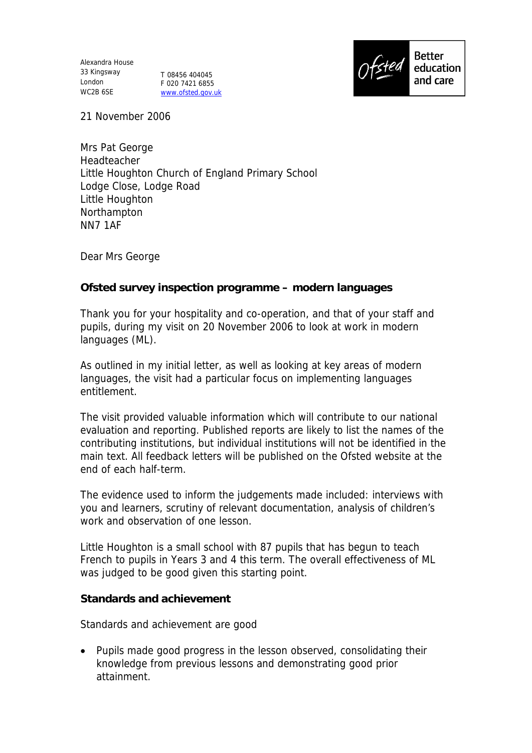Alexandra House
33 Kingsway
London
WC2B 6SE

T 08456 404045
F 020 7421 6855
www.ofsted.gov.uk

Ofsted Better education and care

21 November 2006

Mrs Pat George
Headteacher
Little Houghton Church of England Primary School
Lodge Close, Lodge Road
Little Houghton
Northampton
NN7 1AF

Dear Mrs George

**Ofsted survey inspection programme – modern languages**

Thank you for your hospitality and co-operation, and that of your staff and pupils, during my visit on 20 November 2006 to look at work in modern languages (ML).

As outlined in my initial letter, as well as looking at key areas of modern languages, the visit had a particular focus on implementing languages entitlement.

The visit provided valuable information which will contribute to our national evaluation and reporting. Published reports are likely to list the names of the contributing institutions, but individual institutions will not be identified in the main text. All feedback letters will be published on the Ofsted website at the end of each half-term.

The evidence used to inform the judgements made included: interviews with you and learners, scrutiny of relevant documentation, analysis of children's work and observation of one lesson.

Little Houghton is a small school with 87 pupils that has begun to teach French to pupils in Years 3 and 4 this term. The overall effectiveness of ML was judged to be good given this starting point.

**Standards and achievement**

Standards and achievement are good

- Pupils made good progress in the lesson observed, consolidating their knowledge from previous lessons and demonstrating good prior attainment.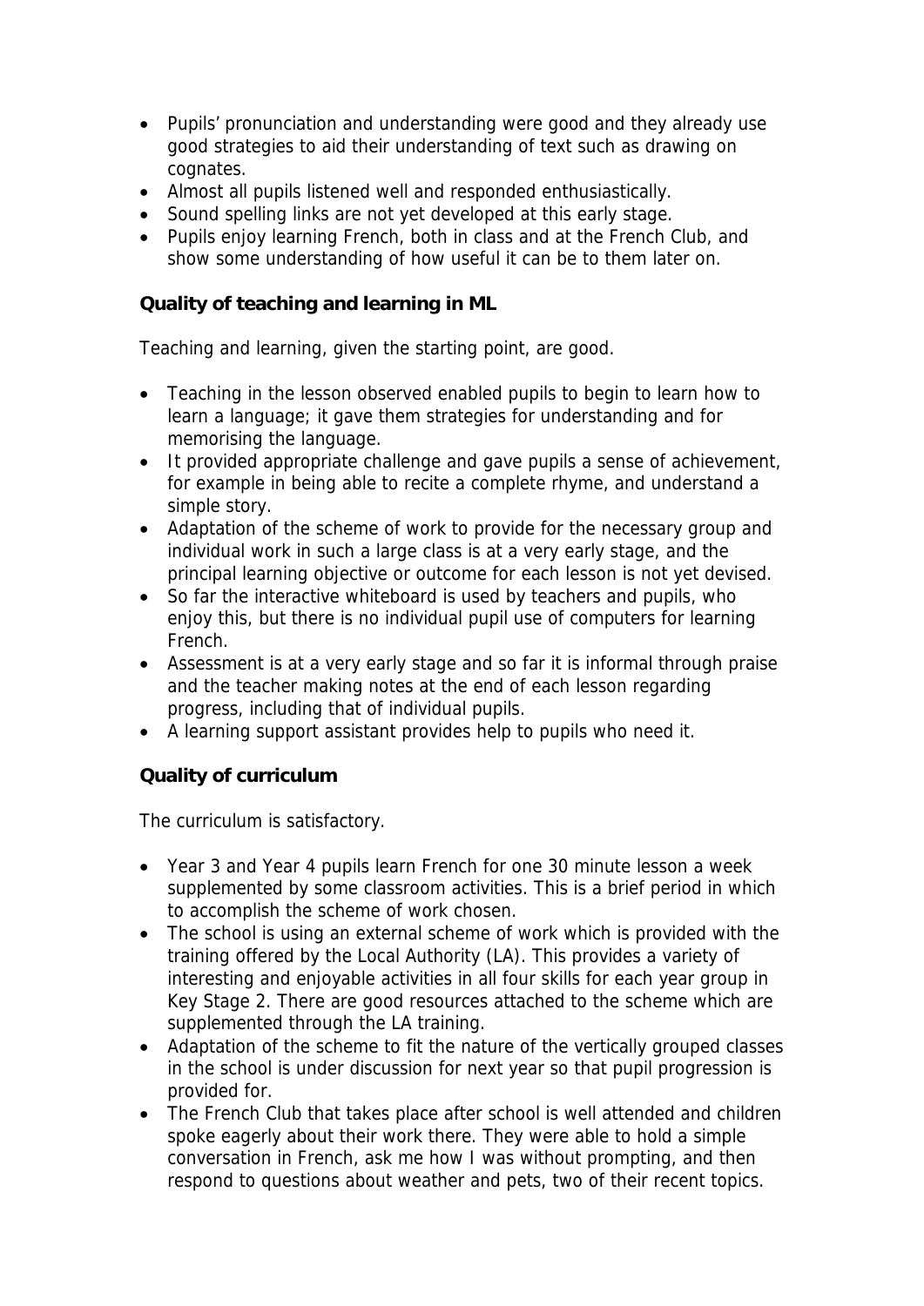- Pupils' pronunciation and understanding were good and they already use good strategies to aid their understanding of text such as drawing on cognates.
- Almost all pupils listened well and responded enthusiastically.
- Sound spelling links are not yet developed at this early stage.
- Pupils enjoy learning French, both in class and at the French Club, and show some understanding of how useful it can be to them later on.

**Quality of teaching and learning in ML**

Teaching and learning, given the starting point, are good.

- Teaching in the lesson observed enabled pupils to begin to learn how to learn a language; it gave them strategies for understanding and for memorising the language.
- It provided appropriate challenge and gave pupils a sense of achievement, for example in being able to recite a complete rhyme, and understand a simple story.
- Adaptation of the scheme of work to provide for the necessary group and individual work in such a large class is at a very early stage, and the principal learning objective or outcome for each lesson is not yet devised.
- So far the interactive whiteboard is used by teachers and pupils, who enjoy this, but there is no individual pupil use of computers for learning French.
- Assessment is at a very early stage and so far it is informal through praise and the teacher making notes at the end of each lesson regarding progress, including that of individual pupils.
- A learning support assistant provides help to pupils who need it.

**Quality of curriculum**

The curriculum is satisfactory.

- Year 3 and Year 4 pupils learn French for one 30 minute lesson a week supplemented by some classroom activities. This is a brief period in which to accomplish the scheme of work chosen.
- The school is using an external scheme of work which is provided with the training offered by the Local Authority (LA). This provides a variety of interesting and enjoyable activities in all four skills for each year group in Key Stage 2. There are good resources attached to the scheme which are supplemented through the LA training.
- Adaptation of the scheme to fit the nature of the vertically grouped classes in the school is under discussion for next year so that pupil progression is provided for.
- The French Club that takes place after school is well attended and children spoke eagerly about their work there. They were able to hold a simple conversation in French, ask me how I was without prompting, and then respond to questions about weather and pets, two of their recent topics.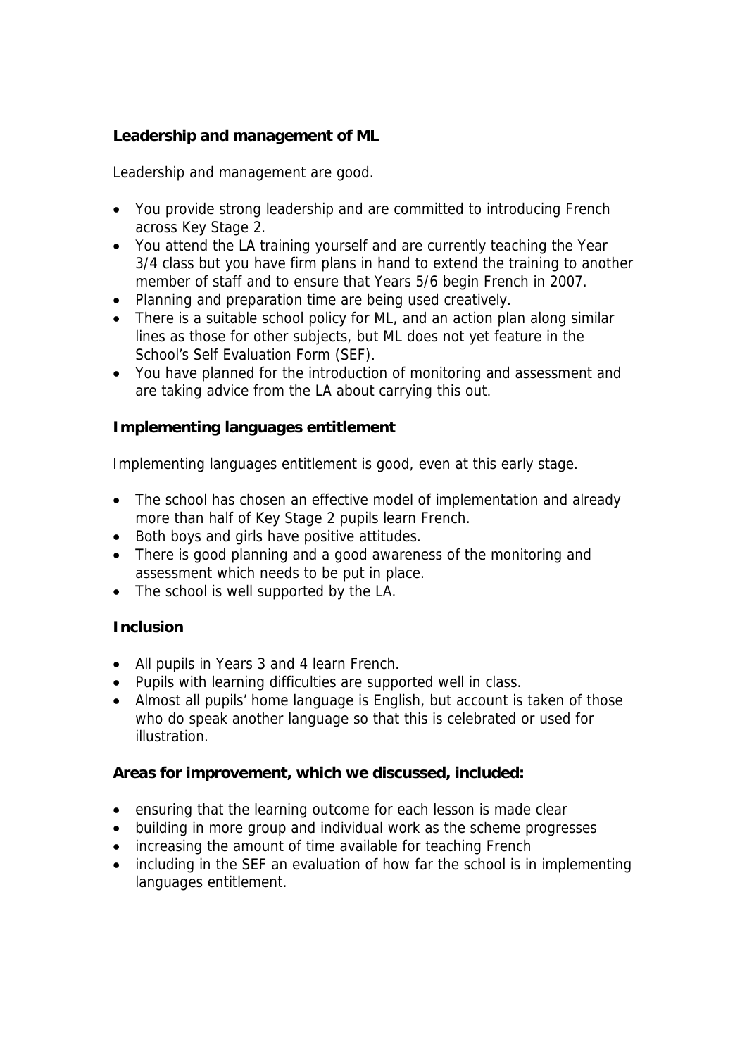**Leadership and management of ML**

Leadership and management are good.

- You provide strong leadership and are committed to introducing French across Key Stage 2.
- You attend the LA training yourself and are currently teaching the Year 3/4 class but you have firm plans in hand to extend the training to another member of staff and to ensure that Years 5/6 begin French in 2007.
- Planning and preparation time are being used creatively.
- There is a suitable school policy for ML, and an action plan along similar lines as those for other subjects, but ML does not yet feature in the School's Self Evaluation Form (SEF).
- You have planned for the introduction of monitoring and assessment and are taking advice from the LA about carrying this out.

**Implementing languages entitlement**

Implementing languages entitlement is good, even at this early stage.

- The school has chosen an effective model of implementation and already more than half of Key Stage 2 pupils learn French.
- Both boys and girls have positive attitudes.
- There is good planning and a good awareness of the monitoring and assessment which needs to be put in place.
- The school is well supported by the LA.

**Inclusion**

- All pupils in Years 3 and 4 learn French.
- Pupils with learning difficulties are supported well in class.
- Almost all pupils' home language is English, but account is taken of those who do speak another language so that this is celebrated or used for illustration.

**Areas for improvement, which we discussed, included:**

- ensuring that the learning outcome for each lesson is made clear
- building in more group and individual work as the scheme progresses
- increasing the amount of time available for teaching French
- including in the SEF an evaluation of how far the school is in implementing languages entitlement.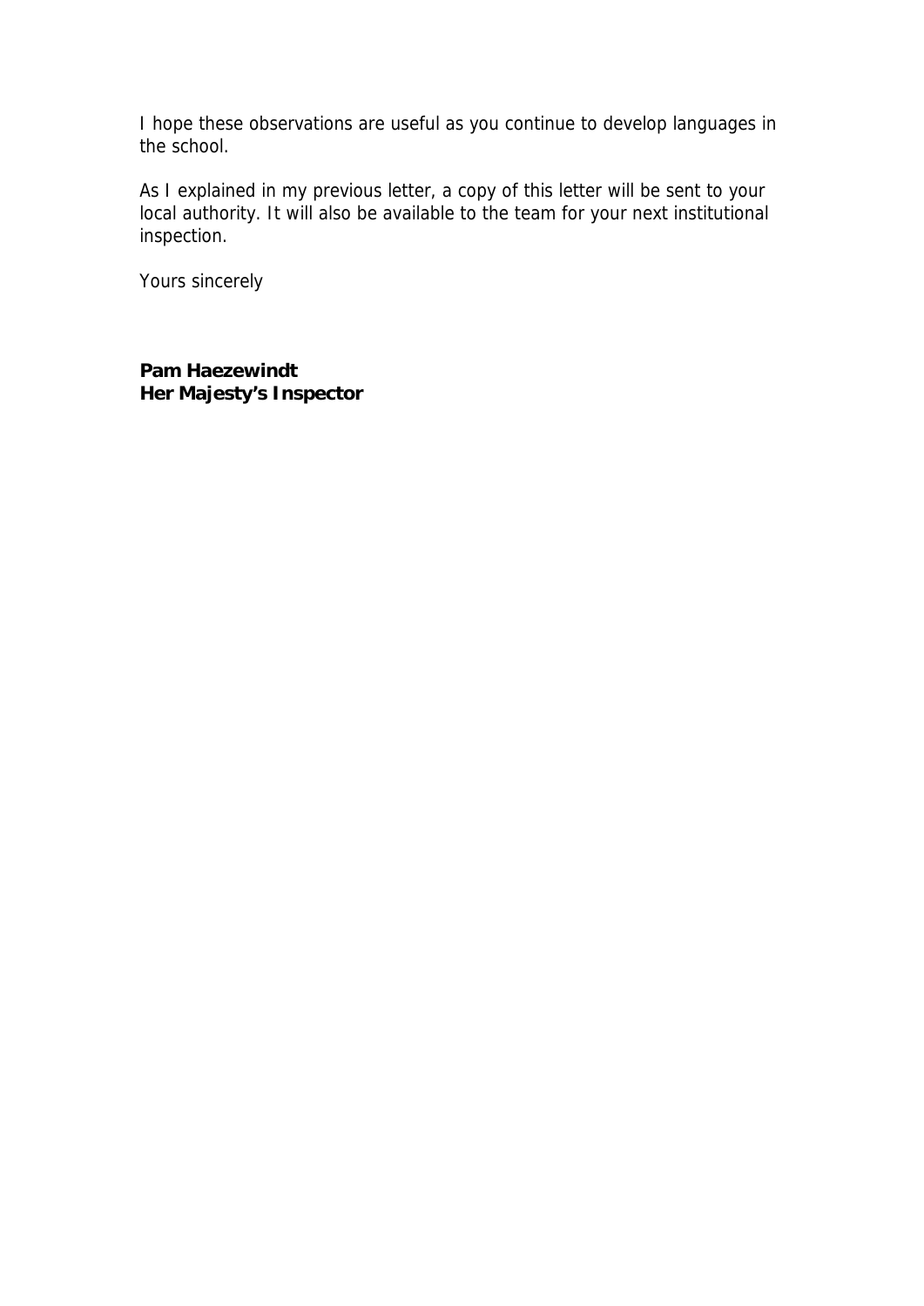I hope these observations are useful as you continue to develop languages in the school.

As I explained in my previous letter, a copy of this letter will be sent to your local authority. It will also be available to the team for your next institutional inspection.

Yours sincerely

**Pam Haezewindt**
**Her Majesty's Inspector**